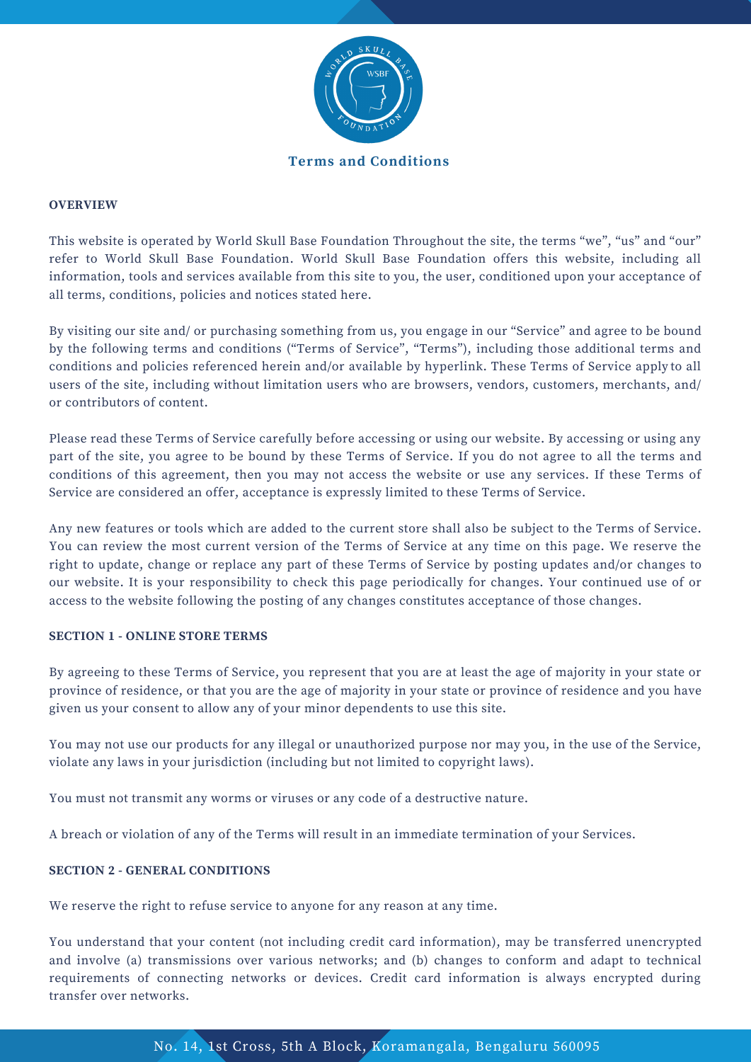# Terms and Conditions

**OVERVIEW**

This website is operated by World Skull Base Foundation Throughout the site, the terms "we", "us" and "our" refer to World Skull Base Foundation. World Skull Base Foundation offers this website, including all information, tools and services available from this site to you, the user, conditioned upon your acceptance of all terms, conditions, policies and notices stated here.

By visiting our site and/ or purchasing something from us, you engage in our "Service" and agree to be bound by the following terms and conditions ("Terms of Service", "Terms"), including those additional terms and conditions and policies referenced herein and/or available by hyperlink. These Terms of Service apply to all users of the site, including without limitation users who are browsers, vendors, customers, merchants, and/ or contributors of content.

Please read these Terms of Service carefully before accessing or using our website. By accessing or using any part of the site, you agree to be bound by these Terms of Service. If you do not agree to all the terms and conditions of this agreement, then you may not access the website or use any services. If these Terms of Service are considered an offer, acceptance is expressly limited to these Terms of Service.

Any new features or tools which are added to the current store shall also be subject to the Terms of Service. You can review the most current version of the Terms of Service at any time on this page. We reserve the right to update, change or replace any part of these Terms of Service by posting updates and/or changes to our website. It is your responsibility to check this page periodically for changes. Your continued use of or access to the website following the posting of any changes constitutes acceptance of those changes.

**SECTION 1 - ONLINE STORE TERMS**

By agreeing to these Terms of Service, you represent that you are at least the age of majority in your state or province of residence, or that you are the age of majority in your state or province of residence and you have given us your consent to allow any of your minor dependents to use this site.

You may not use our products for any illegal or unauthorized purpose nor may you, in the use of the Service, violate any laws in your jurisdiction (including but not limited to copyright laws).

You must not transmit any worms or viruses or any code of a destructive nature.

A breach or violation of any of the Terms will result in an immediate termination of your Services.

**SECTION 2 - GENERAL CONDITIONS**

We reserve the right to refuse service to anyone for any reason at any time.

You understand that your content (not including credit card information), may be transferred unencrypted and involve (a) transmissions over various networks; and (b) changes to conform and adapt to technical requirements of connecting networks or devices. Credit card information is always encrypted during transfer over networks.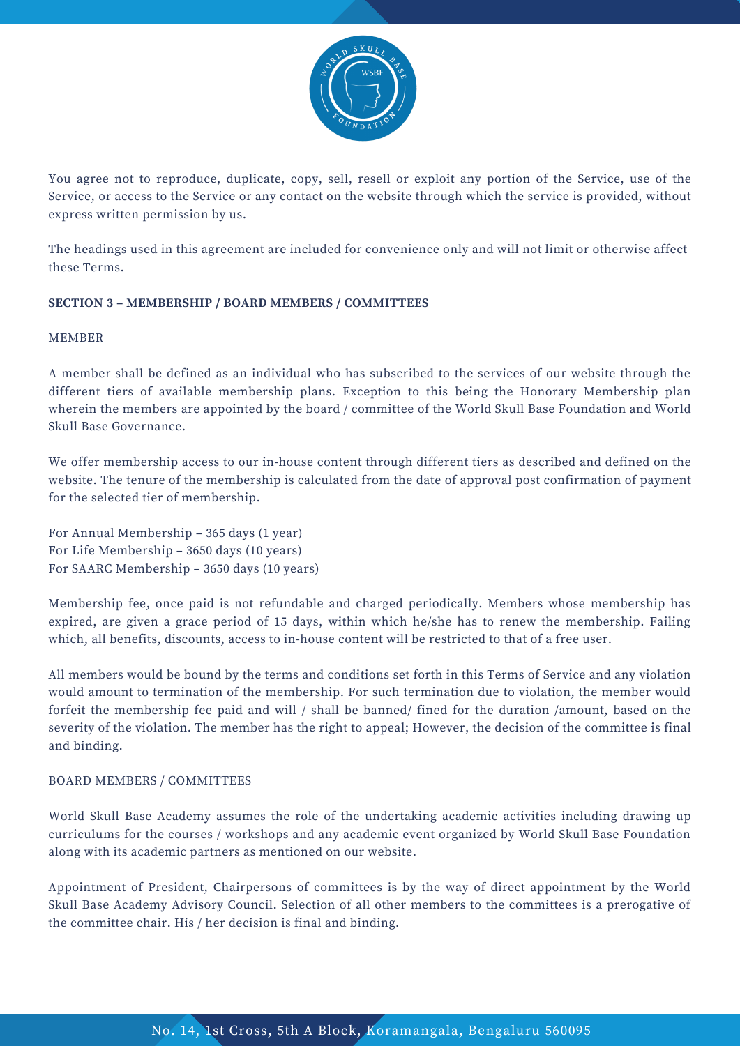You agree not to reproduce, duplicate, copy, sell, resell or exploit any portion of the Service, use of the Service, or access to the Service or any contact on the website through which the service is provided, without express written permission by us.

The headings used in this agreement are included for convenience only and will not limit or otherwise affect these Terms.

**SECTION 3 – MEMBERSHIP / BOARD MEMBERS / COMMITTEES**

MEMBER

A member shall be defined as an individual who has subscribed to the services of our website through the different tiers of available membership plans. Exception to this being the Honorary Membership plan wherein the members are appointed by the board / committee of the World Skull Base Foundation and World Skull Base Governance.

We offer membership access to our in-house content through different tiers as described and defined on the website. The tenure of the membership is calculated from the date of approval post confirmation of payment for the selected tier of membership.

For Annual Membership – 365 days (1 year)
For Life Membership – 3650 days (10 years)
For SAARC Membership – 3650 days (10 years)

Membership fee, once paid is not refundable and charged periodically. Members whose membership has expired, are given a grace period of 15 days, within which he/she has to renew the membership. Failing which, all benefits, discounts, access to in-house content will be restricted to that of a free user.

All members would be bound by the terms and conditions set forth in this Terms of Service and any violation would amount to termination of the membership. For such termination due to violation, the member would forfeit the membership fee paid and will / shall be banned/ fined for the duration /amount, based on the severity of the violation. The member has the right to appeal; However, the decision of the committee is final and binding.

BOARD MEMBERS / COMMITTEES

World Skull Base Academy assumes the role of the undertaking academic activities including drawing up curriculums for the courses / workshops and any academic event organized by World Skull Base Foundation along with its academic partners as mentioned on our website.

Appointment of President, Chairpersons of committees is by the way of direct appointment by the World Skull Base Academy Advisory Council. Selection of all other members to the committees is a prerogative of the committee chair. His / her decision is final and binding.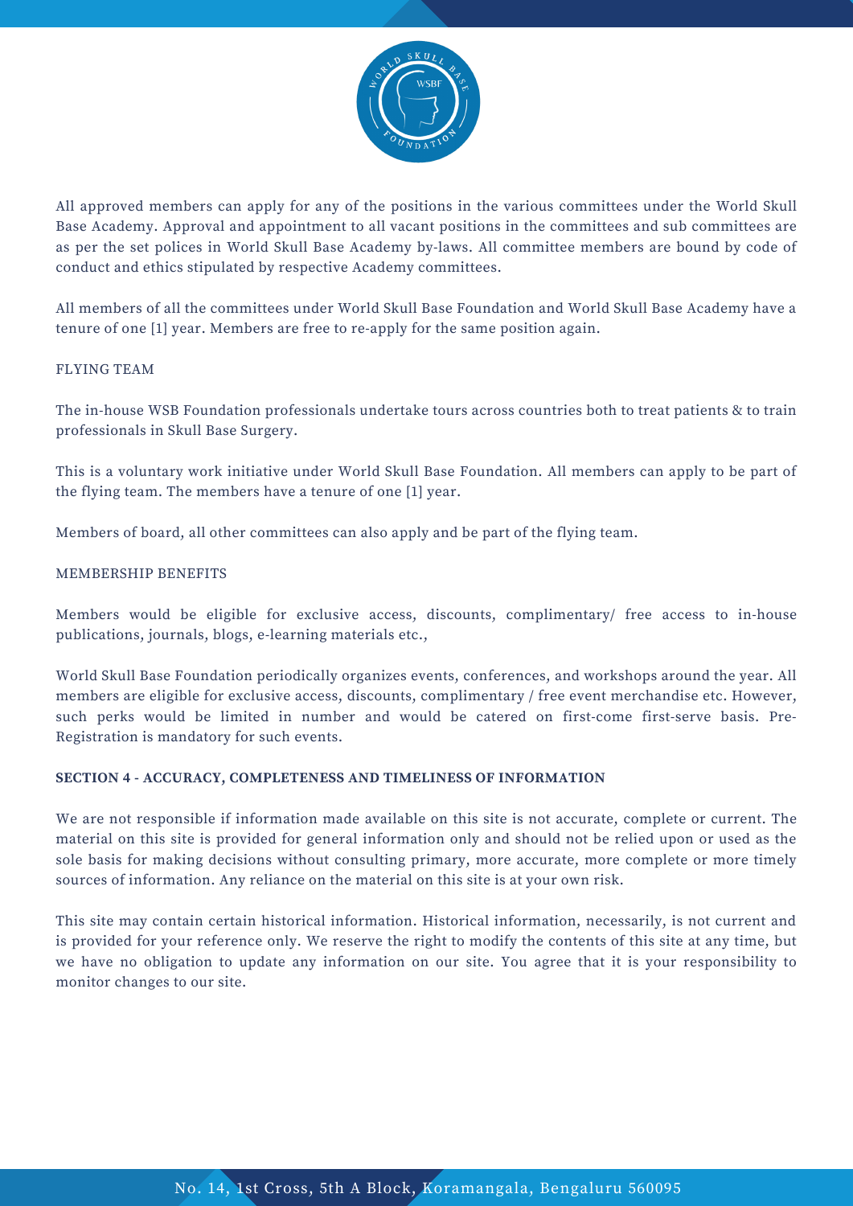All approved members can apply for any of the positions in the various committees under the World Skull Base Academy. Approval and appointment to all vacant positions in the committees and sub committees are as per the set polices in World Skull Base Academy by-laws. All committee members are bound by code of conduct and ethics stipulated by respective Academy committees.

All members of all the committees under World Skull Base Foundation and World Skull Base Academy have a tenure of one [1] year. Members are free to re-apply for the same position again.

FLYING TEAM

The in-house WSB Foundation professionals undertake tours across countries both to treat patients & to train professionals in Skull Base Surgery.

This is a voluntary work initiative under World Skull Base Foundation. All members can apply to be part of the flying team. The members have a tenure of one [1] year.

Members of board, all other committees can also apply and be part of the flying team.

MEMBERSHIP BENEFITS

Members would be eligible for exclusive access, discounts, complimentary/ free access to in-house publications, journals, blogs, e-learning materials etc.,

World Skull Base Foundation periodically organizes events, conferences, and workshops around the year. All members are eligible for exclusive access, discounts, complimentary / free event merchandise etc. However, such perks would be limited in number and would be catered on first-come first-serve basis. Pre-Registration is mandatory for such events.

**SECTION 4 - ACCURACY, COMPLETENESS AND TIMELINESS OF INFORMATION**

We are not responsible if information made available on this site is not accurate, complete or current. The material on this site is provided for general information only and should not be relied upon or used as the sole basis for making decisions without consulting primary, more accurate, more complete or more timely sources of information. Any reliance on the material on this site is at your own risk.

This site may contain certain historical information. Historical information, necessarily, is not current and is provided for your reference only. We reserve the right to modify the contents of this site at any time, but we have no obligation to update any information on our site. You agree that it is your responsibility to monitor changes to our site.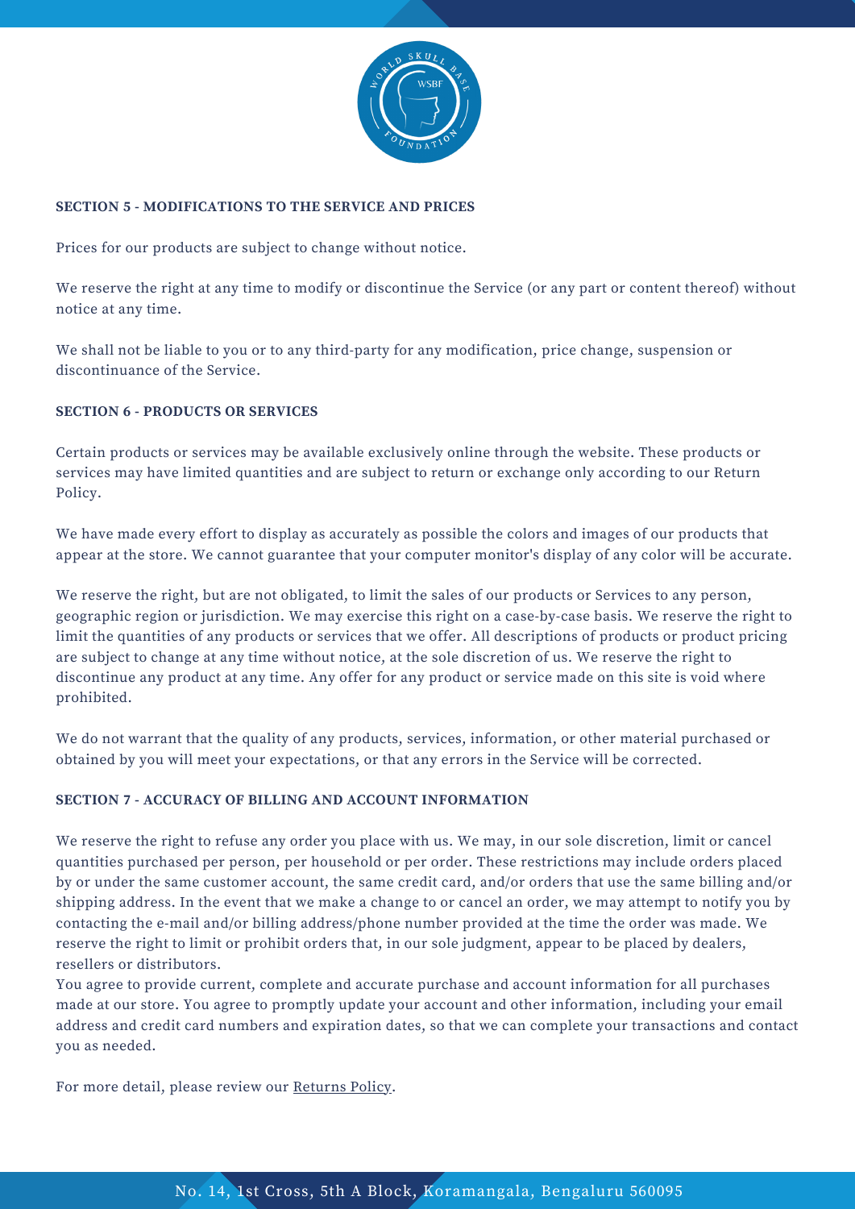**SECTION 5 - MODIFICATIONS TO THE SERVICE AND PRICES**

Prices for our products are subject to change without notice.

We reserve the right at any time to modify or discontinue the Service (or any part or content thereof) without notice at any time.

We shall not be liable to you or to any third-party for any modification, price change, suspension or discontinuance of the Service.

**SECTION 6 - PRODUCTS OR SERVICES**

Certain products or services may be available exclusively online through the website. These products or services may have limited quantities and are subject to return or exchange only according to our Return Policy.

We have made every effort to display as accurately as possible the colors and images of our products that appear at the store. We cannot guarantee that your computer monitor's display of any color will be accurate.

We reserve the right, but are not obligated, to limit the sales of our products or Services to any person, geographic region or jurisdiction. We may exercise this right on a case-by-case basis. We reserve the right to limit the quantities of any products or services that we offer. All descriptions of products or product pricing are subject to change at any time without notice, at the sole discretion of us. We reserve the right to discontinue any product at any time. Any offer for any product or service made on this site is void where prohibited.

We do not warrant that the quality of any products, services, information, or other material purchased or obtained by you will meet your expectations, or that any errors in the Service will be corrected.

**SECTION 7 - ACCURACY OF BILLING AND ACCOUNT INFORMATION**

We reserve the right to refuse any order you place with us. We may, in our sole discretion, limit or cancel quantities purchased per person, per household or per order. These restrictions may include orders placed by or under the same customer account, the same credit card, and/or orders that use the same billing and/or shipping address. In the event that we make a change to or cancel an order, we may attempt to notify you by contacting the e-mail and/or billing address/phone number provided at the time the order was made. We reserve the right to limit or prohibit orders that, in our sole judgment, appear to be placed by dealers, resellers or distributors.
You agree to provide current, complete and accurate purchase and account information for all purchases made at our store. You agree to promptly update your account and other information, including your email address and credit card numbers and expiration dates, so that we can complete your transactions and contact you as needed.

For more detail, please review our Returns Policy.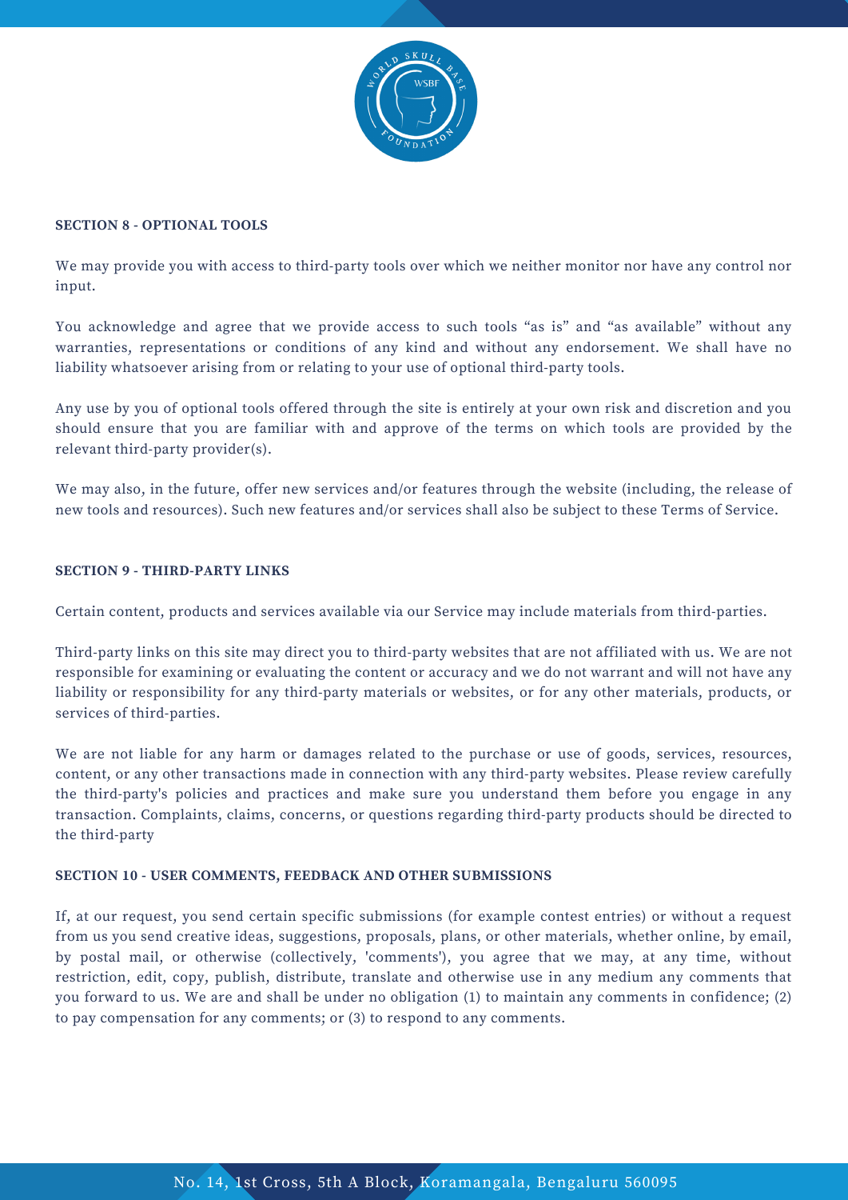**SECTION 8 - OPTIONAL TOOLS**

We may provide you with access to third-party tools over which we neither monitor nor have any control nor input.

You acknowledge and agree that we provide access to such tools "as is" and "as available" without any warranties, representations or conditions of any kind and without any endorsement. We shall have no liability whatsoever arising from or relating to your use of optional third-party tools.

Any use by you of optional tools offered through the site is entirely at your own risk and discretion and you should ensure that you are familiar with and approve of the terms on which tools are provided by the relevant third-party provider(s).

We may also, in the future, offer new services and/or features through the website (including, the release of new tools and resources). Such new features and/or services shall also be subject to these Terms of Service.

**SECTION 9 - THIRD-PARTY LINKS**

Certain content, products and services available via our Service may include materials from third-parties.

Third-party links on this site may direct you to third-party websites that are not affiliated with us. We are not responsible for examining or evaluating the content or accuracy and we do not warrant and will not have any liability or responsibility for any third-party materials or websites, or for any other materials, products, or services of third-parties.

We are not liable for any harm or damages related to the purchase or use of goods, services, resources, content, or any other transactions made in connection with any third-party websites. Please review carefully the third-party's policies and practices and make sure you understand them before you engage in any transaction. Complaints, claims, concerns, or questions regarding third-party products should be directed to the third-party

**SECTION 10 - USER COMMENTS, FEEDBACK AND OTHER SUBMISSIONS**

If, at our request, you send certain specific submissions (for example contest entries) or without a request from us you send creative ideas, suggestions, proposals, plans, or other materials, whether online, by email, by postal mail, or otherwise (collectively, 'comments'), you agree that we may, at any time, without restriction, edit, copy, publish, distribute, translate and otherwise use in any medium any comments that you forward to us. We are and shall be under no obligation (1) to maintain any comments in confidence; (2) to pay compensation for any comments; or (3) to respond to any comments.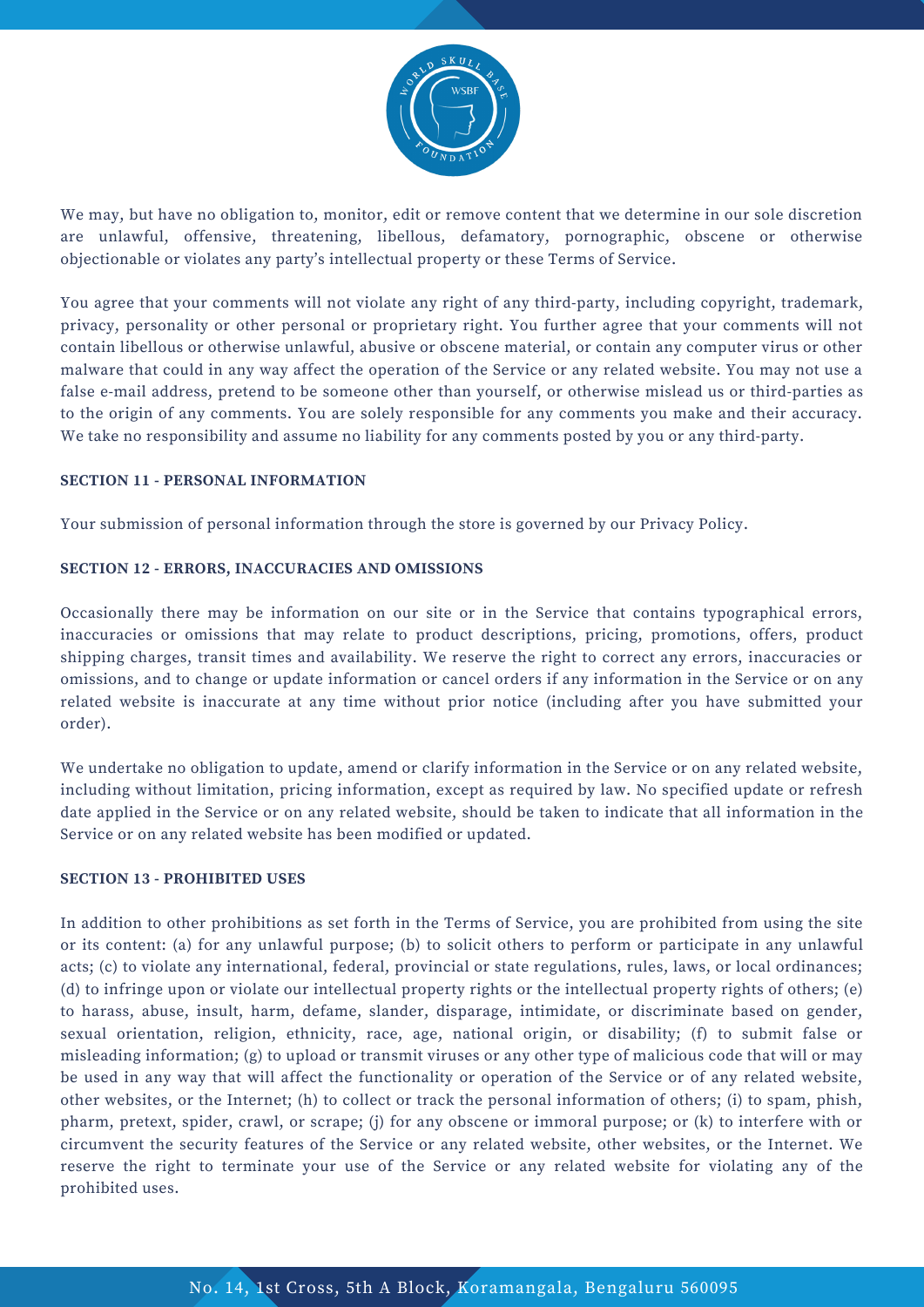We may, but have no obligation to, monitor, edit or remove content that we determine in our sole discretion are unlawful, offensive, threatening, libellous, defamatory, pornographic, obscene or otherwise objectionable or violates any party's intellectual property or these Terms of Service.

You agree that your comments will not violate any right of any third-party, including copyright, trademark, privacy, personality or other personal or proprietary right. You further agree that your comments will not contain libellous or otherwise unlawful, abusive or obscene material, or contain any computer virus or other malware that could in any way affect the operation of the Service or any related website. You may not use a false e-mail address, pretend to be someone other than yourself, or otherwise mislead us or third-parties as to the origin of any comments. You are solely responsible for any comments you make and their accuracy. We take no responsibility and assume no liability for any comments posted by you or any third-party.

**SECTION 11 - PERSONAL INFORMATION**

Your submission of personal information through the store is governed by our Privacy Policy.

**SECTION 12 - ERRORS, INACCURACIES AND OMISSIONS**

Occasionally there may be information on our site or in the Service that contains typographical errors, inaccuracies or omissions that may relate to product descriptions, pricing, promotions, offers, product shipping charges, transit times and availability. We reserve the right to correct any errors, inaccuracies or omissions, and to change or update information or cancel orders if any information in the Service or on any related website is inaccurate at any time without prior notice (including after you have submitted your order).

We undertake no obligation to update, amend or clarify information in the Service or on any related website, including without limitation, pricing information, except as required by law. No specified update or refresh date applied in the Service or on any related website, should be taken to indicate that all information in the Service or on any related website has been modified or updated.

**SECTION 13 - PROHIBITED USES**

In addition to other prohibitions as set forth in the Terms of Service, you are prohibited from using the site or its content: (a) for any unlawful purpose; (b) to solicit others to perform or participate in any unlawful acts; (c) to violate any international, federal, provincial or state regulations, rules, laws, or local ordinances; (d) to infringe upon or violate our intellectual property rights or the intellectual property rights of others; (e) to harass, abuse, insult, harm, defame, slander, disparage, intimidate, or discriminate based on gender, sexual orientation, religion, ethnicity, race, age, national origin, or disability; (f) to submit false or misleading information; (g) to upload or transmit viruses or any other type of malicious code that will or may be used in any way that will affect the functionality or operation of the Service or of any related website, other websites, or the Internet; (h) to collect or track the personal information of others; (i) to spam, phish, pharm, pretext, spider, crawl, or scrape; (j) for any obscene or immoral purpose; or (k) to interfere with or circumvent the security features of the Service or any related website, other websites, or the Internet. We reserve the right to terminate your use of the Service or any related website for violating any of the prohibited uses.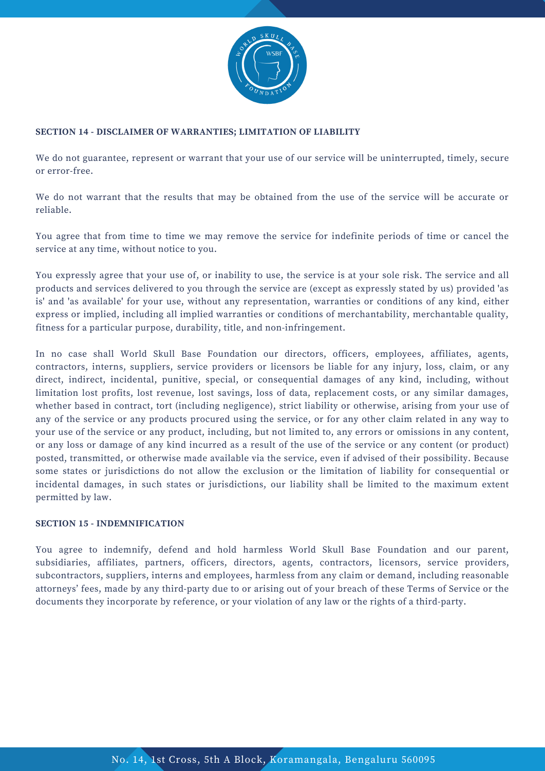**SECTION 14 - DISCLAIMER OF WARRANTIES; LIMITATION OF LIABILITY**

We do not guarantee, represent or warrant that your use of our service will be uninterrupted, timely, secure or error-free.

We do not warrant that the results that may be obtained from the use of the service will be accurate or reliable.

You agree that from time to time we may remove the service for indefinite periods of time or cancel the service at any time, without notice to you.

You expressly agree that your use of, or inability to use, the service is at your sole risk. The service and all products and services delivered to you through the service are (except as expressly stated by us) provided 'as is' and 'as available' for your use, without any representation, warranties or conditions of any kind, either express or implied, including all implied warranties or conditions of merchantability, merchantable quality, fitness for a particular purpose, durability, title, and non-infringement.

In no case shall World Skull Base Foundation our directors, officers, employees, affiliates, agents, contractors, interns, suppliers, service providers or licensors be liable for any injury, loss, claim, or any direct, indirect, incidental, punitive, special, or consequential damages of any kind, including, without limitation lost profits, lost revenue, lost savings, loss of data, replacement costs, or any similar damages, whether based in contract, tort (including negligence), strict liability or otherwise, arising from your use of any of the service or any products procured using the service, or for any other claim related in any way to your use of the service or any product, including, but not limited to, any errors or omissions in any content, or any loss or damage of any kind incurred as a result of the use of the service or any content (or product) posted, transmitted, or otherwise made available via the service, even if advised of their possibility. Because some states or jurisdictions do not allow the exclusion or the limitation of liability for consequential or incidental damages, in such states or jurisdictions, our liability shall be limited to the maximum extent permitted by law.

**SECTION 15 - INDEMNIFICATION**

You agree to indemnify, defend and hold harmless World Skull Base Foundation and our parent, subsidiaries, affiliates, partners, officers, directors, agents, contractors, licensors, service providers, subcontractors, suppliers, interns and employees, harmless from any claim or demand, including reasonable attorneys' fees, made by any third-party due to or arising out of your breach of these Terms of Service or the documents they incorporate by reference, or your violation of any law or the rights of a third-party.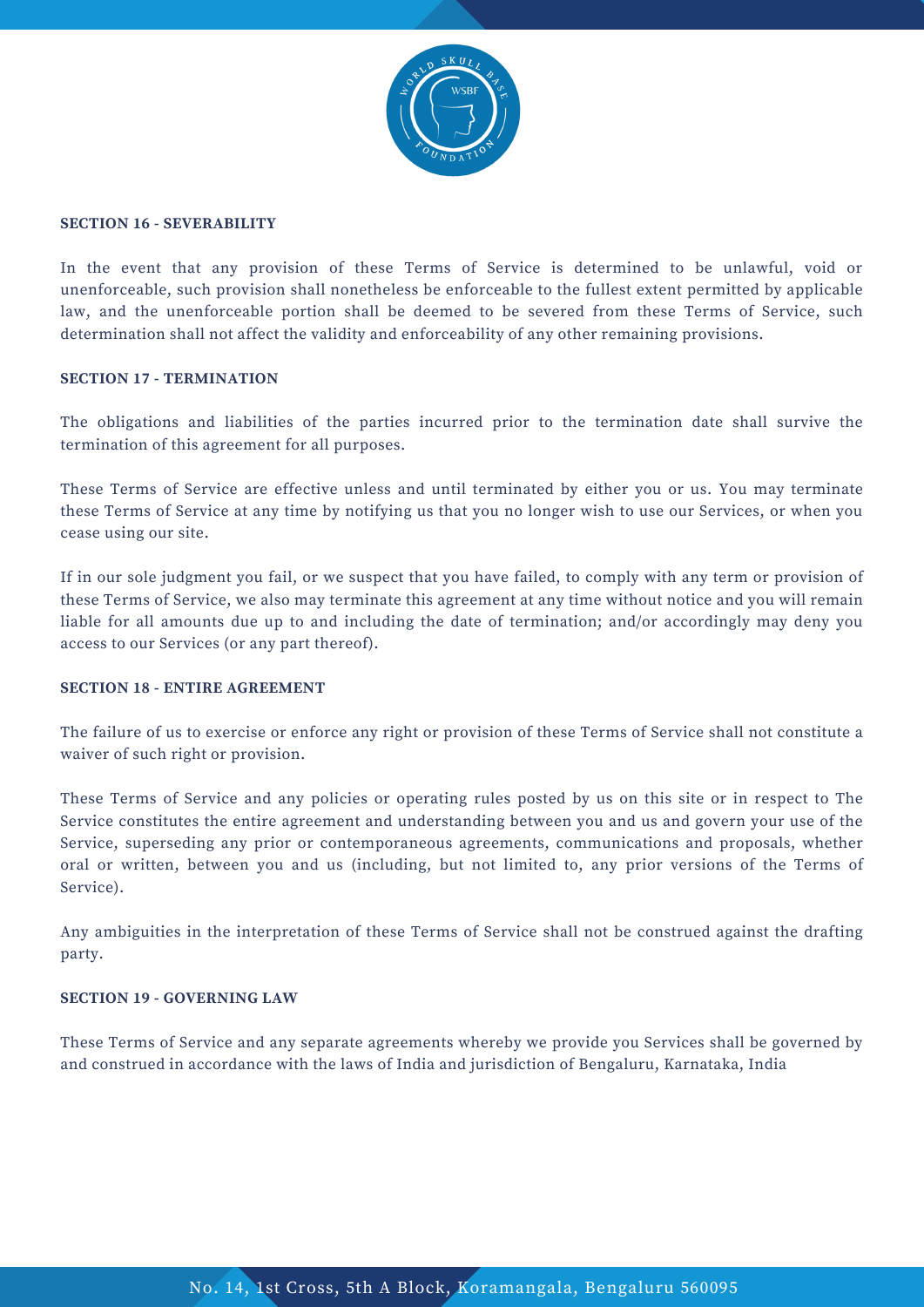**SECTION 16 - SEVERABILITY**

In the event that any provision of these Terms of Service is determined to be unlawful, void or unenforceable, such provision shall nonetheless be enforceable to the fullest extent permitted by applicable law, and the unenforceable portion shall be deemed to be severed from these Terms of Service, such determination shall not affect the validity and enforceability of any other remaining provisions.

**SECTION 17 - TERMINATION**

The obligations and liabilities of the parties incurred prior to the termination date shall survive the termination of this agreement for all purposes.

These Terms of Service are effective unless and until terminated by either you or us. You may terminate these Terms of Service at any time by notifying us that you no longer wish to use our Services, or when you cease using our site.

If in our sole judgment you fail, or we suspect that you have failed, to comply with any term or provision of these Terms of Service, we also may terminate this agreement at any time without notice and you will remain liable for all amounts due up to and including the date of termination; and/or accordingly may deny you access to our Services (or any part thereof).

**SECTION 18 - ENTIRE AGREEMENT**

The failure of us to exercise or enforce any right or provision of these Terms of Service shall not constitute a waiver of such right or provision.

These Terms of Service and any policies or operating rules posted by us on this site or in respect to The Service constitutes the entire agreement and understanding between you and us and govern your use of the Service, superseding any prior or contemporaneous agreements, communications and proposals, whether oral or written, between you and us (including, but not limited to, any prior versions of the Terms of Service).

Any ambiguities in the interpretation of these Terms of Service shall not be construed against the drafting party.

**SECTION 19 - GOVERNING LAW**

These Terms of Service and any separate agreements whereby we provide you Services shall be governed by and construed in accordance with the laws of India and jurisdiction of Bengaluru, Karnataka, India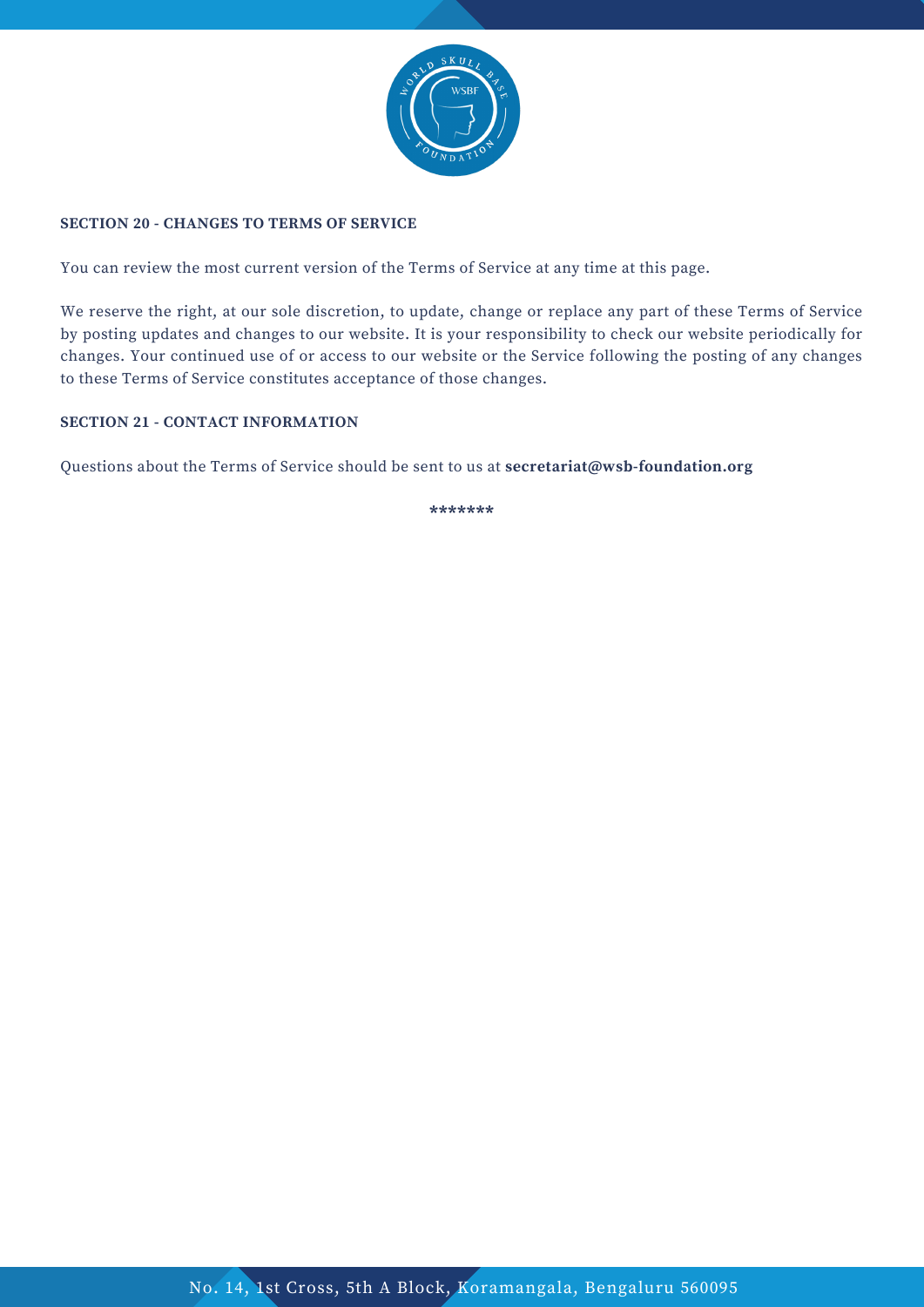**SECTION 20 - CHANGES TO TERMS OF SERVICE**

You can review the most current version of the Terms of Service at any time at this page.

We reserve the right, at our sole discretion, to update, change or replace any part of these Terms of Service by posting updates and changes to our website. It is your responsibility to check our website periodically for changes. Your continued use of or access to our website or the Service following the posting of any changes to these Terms of Service constitutes acceptance of those changes.

**SECTION 21 - CONTACT INFORMATION**

Questions about the Terms of Service should be sent to us at **secretariat@wsb-foundation.org**

*******